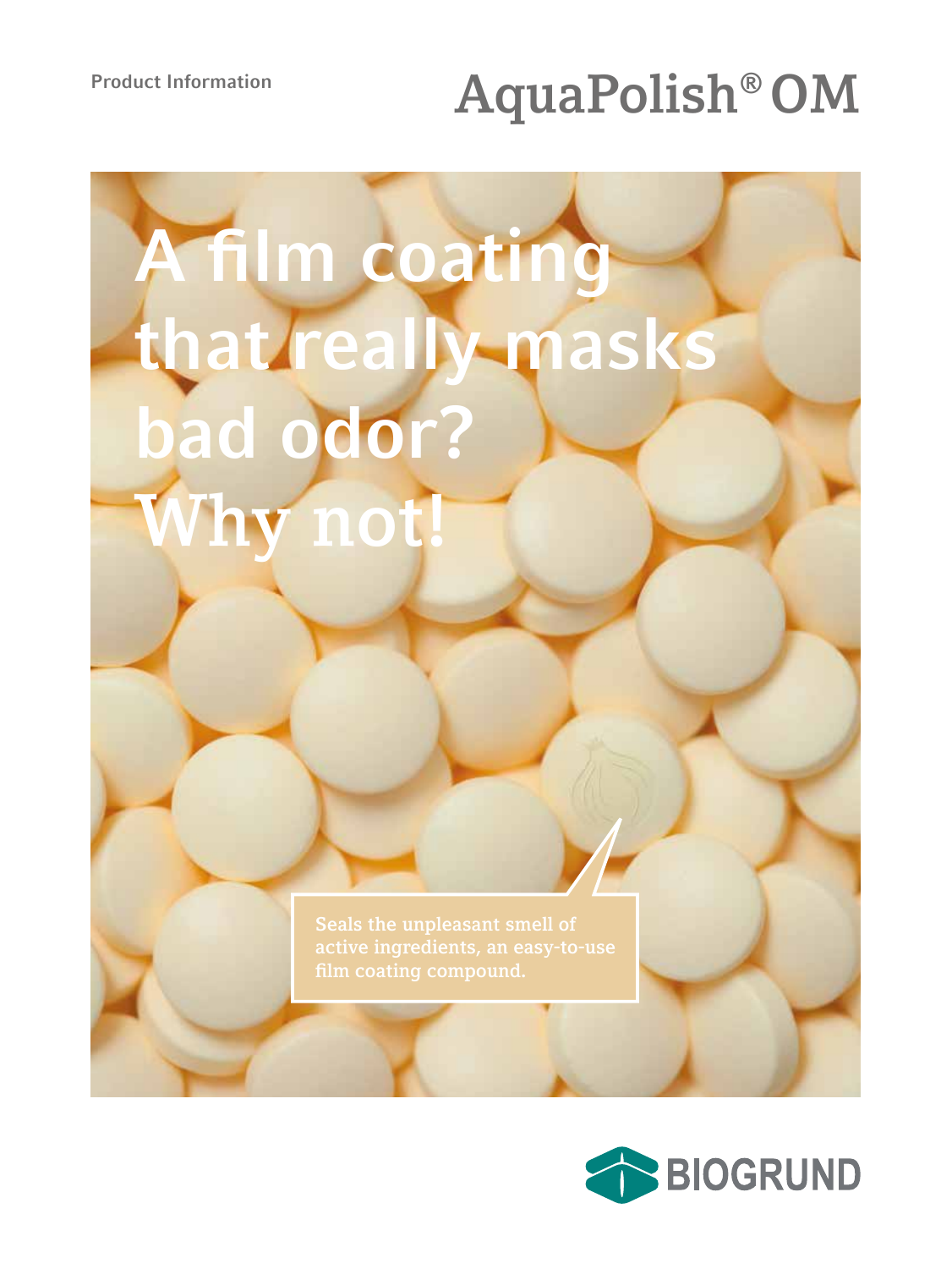Product Information

# AquaPolish® OM

## A film coating that really masks bad odor? Why not!

Seals the unpleasant smell of active ingredients, an easy-to-use film coating compound.

BIOGRUND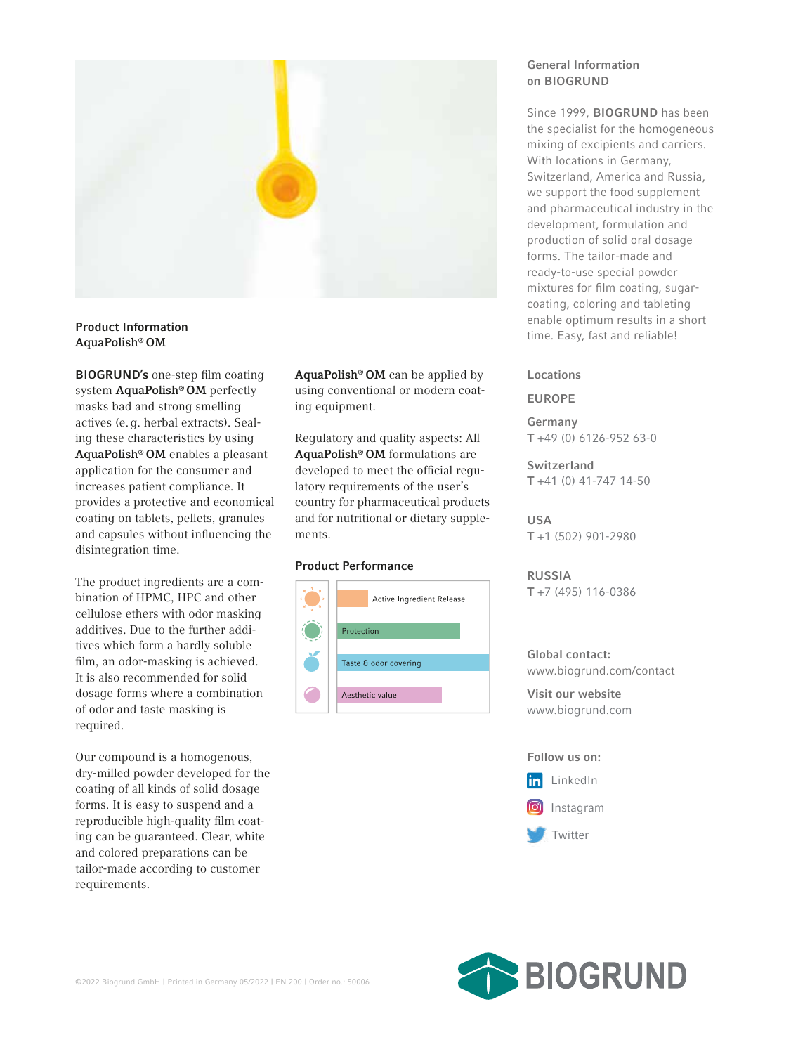## Product Information AquaPolish® OM

**BIOGRUND's** one-step film coating system **AquaPolish® OM** perfectly masks bad and strong smelling actives (e. g. herbal extracts). Sealing these characteristics by using **AquaPolish® OM** enables a pleasant application for the consumer and increases patient compliance. It provides a protective and economical coating on tablets, pellets, granules and capsules without influencing the disintegration time.

The product ingredients are a combination of HPMC, HPC and other cellulose ethers with odor masking additives. Due to the further additives which form a hardly soluble film, an odor-masking is achieved. It is also recommended for solid dosage forms where a combination of odor and taste masking is required.

Our compound is a homogenous, dry-milled powder developed for the coating of all kinds of solid dosage forms. It is easy to suspend and a reproducible high-quality film coating can be guaranteed. Clear, white and colored preparations can be tailor-made according to customer requirements.

**AquaPolish® OM** can be applied by using conventional or modern coating equipment.

Regulatory and quality aspects: All **AquaPolish® OM** formulations are developed to meet the official regulatory requirements of the user's country for pharmaceutical products and for nutritional or dietary supplements.

### Product Performance

Active Ingredient Release

Protection

Taste & odor covering

Aesthetic value

## General Information on BIOGRUND

Since 1999, **BIOGRUND** has been the specialist for the homogeneous mixing of excipients and carriers. With locations in Germany, Switzerland, America and Russia, we support the food supplement and pharmaceutical industry in the development, formulation and production of solid oral dosage forms. The tailor-made and ready-to-use special powder mixtures for film coating, sugar-coating, coloring and tableting enable optimum results in a short time. Easy, fast and reliable!

### Locations

**EUROPE**

**Germany**
**T** +49 (0) 6126-952 63-0

**Switzerland**
**T** +41 (0) 41-747 14-50

**USA**
**T** +1 (502) 901-2980

**RUSSIA**
**T** +7 (495) 116-0386

**Global contact:**
www.biogrund.com/contact

**Visit our website**
www.biogrund.com

**Follow us on:**
- LinkedIn
- Instagram
- Twitter

©2022 Biogrund GmbH | Printed in Germany 05/2022 | EN 200 | Order no.: 50006

BIOGRUND